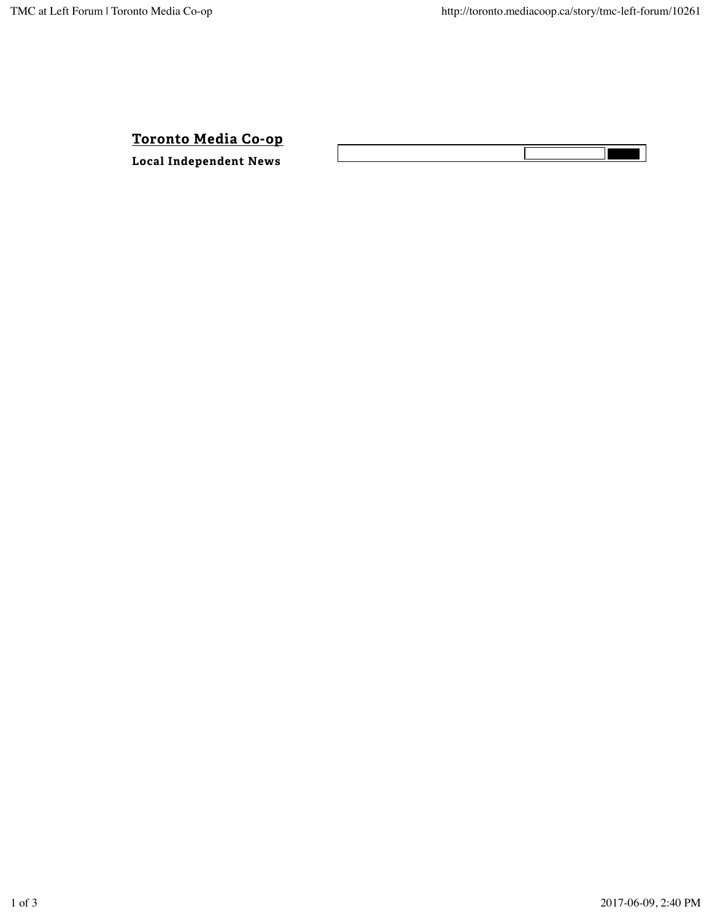# Toronto Media Co-op

**Local Independent News**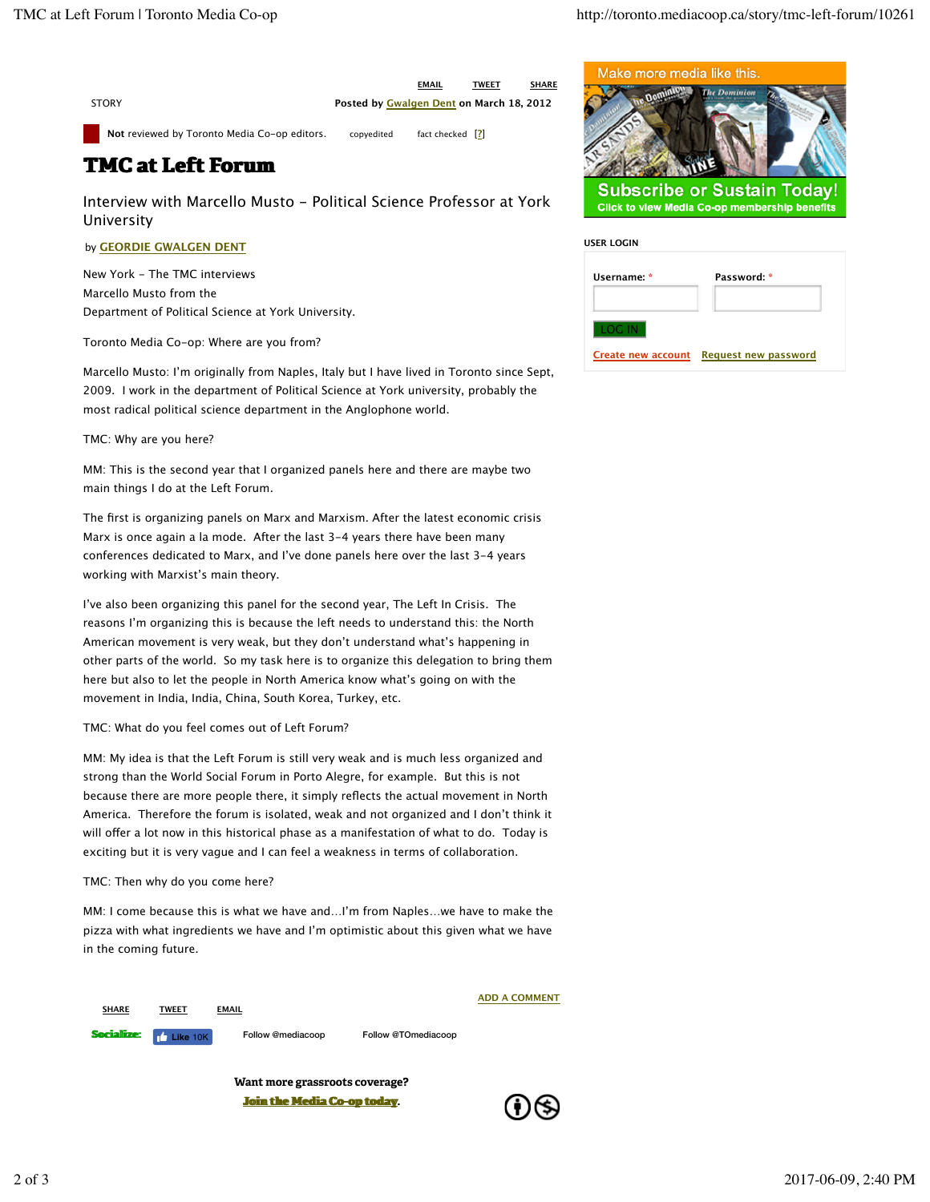EMAIL TWEET SHARE

STORY

Posted by Gwalgen Dent on March 18, 2012

**Not** reviewed by Toronto Media Co-op editors. copyedited fact checked [?]

# TMC at Left Forum

## Interview with Marcello Musto - Political Science Professor at York University

by GEORDIE GWALGEN DENT

New York - The TMC interviews Marcello Musto from the Department of Political Science at York University.

Toronto Media Co-op: Where are you from?

Marcello Musto: I'm originally from Naples, Italy but I have lived in Toronto since Sept, 2009. I work in the department of Political Science at York university, probably the most radical political science department in the Anglophone world.

TMC: Why are you here?

MM: This is the second year that I organized panels here and there are maybe two main things I do at the Left Forum.

The first is organizing panels on Marx and Marxism. After the latest economic crisis Marx is once again a la mode. After the last 3-4 years there have been many conferences dedicated to Marx, and I've done panels here over the last 3-4 years working with Marxist's main theory.

I've also been organizing this panel for the second year, The Left In Crisis. The reasons I'm organizing this is because the left needs to understand this: the North American movement is very weak, but they don't understand what's happening in other parts of the world. So my task here is to organize this delegation to bring them here but also to let the people in North America know what's going on with the movement in India, India, China, South Korea, Turkey, etc.

TMC: What do you feel comes out of Left Forum?

MM: My idea is that the Left Forum is still very weak and is much less organized and strong than the World Social Forum in Porto Alegre, for example. But this is not because there are more people there, it simply reflects the actual movement in North America. Therefore the forum is isolated, weak and not organized and I don't think it will offer a lot now in this historical phase as a manifestation of what to do. Today is exciting but it is very vague and I can feel a weakness in terms of collaboration.

TMC: Then why do you come here?

MM: I come because this is what we have and…I'm from Naples…we have to make the pizza with what ingredients we have and I'm optimistic about this given what we have in the coming future.

ADD A COMMENT

SHARE TWEET EMAIL

Socialize: Like 10K Follow @mediacoop Follow @TOmediacoop

**Want more grassroots coverage?**
**Join the Media Co-op today.**

Make more media like this.

Subscribe or Sustain Today!
Click to view Media Co-op membership benefits

USER LOGIN

Username: * Password: *

LOG IN

Create new account Request new password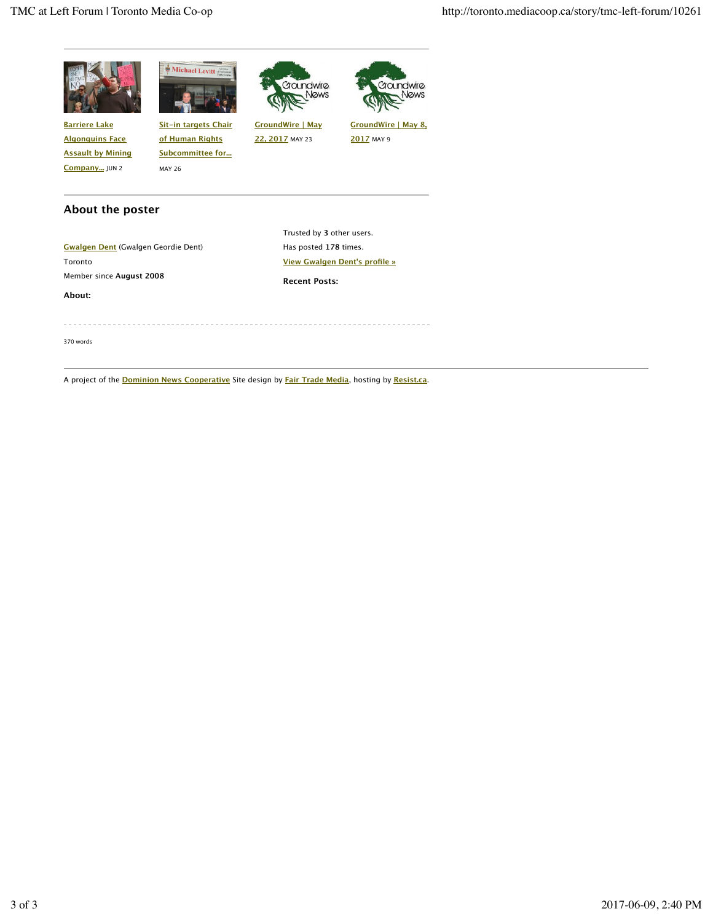**Barriere Lake Algonquins Face Assault by Mining Company...** JUN 2

**Sit-in targets Chair of Human Rights Subcommittee for...** MAY 26

**GroundWire | May 22, 2017** MAY 23

**GroundWire | May 8, 2017** MAY 9

## About the poster

**Gwalgen Dent** (Gwalgen Geordie Dent)

Toronto

Member since **August 2008**

**About:**

Trusted by **3** other users.

Has posted **178** times.

**View Gwalgen Dent's profile »**

**Recent Posts:**

370 words

A project of the **Dominion News Cooperative** Site design by **Fair Trade Media**, hosting by **Resist.ca**.